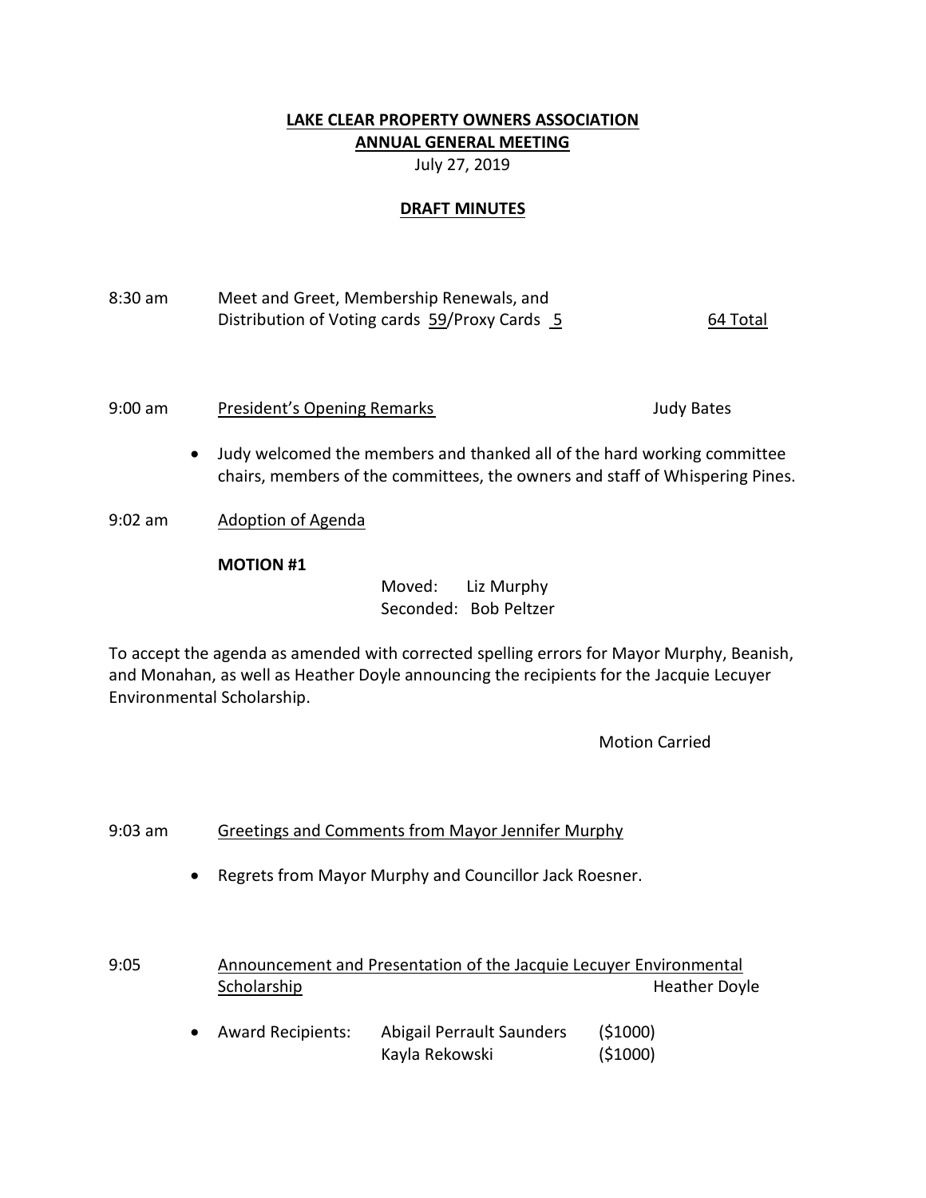# LAKE CLEAR PROPERTY OWNERS ASSOCIATION

## ANNUAL GENERAL MEETING

July 27, 2019

## DRAFT MINUTES

8:30 am  Meet and Greet, Membership Renewals, and Distribution of Voting cards 59/Proxy Cards 5  64 Total

9:00 am  President's Opening Remarks  Judy Bates

- Judy welcomed the members and thanked all of the hard working committee chairs, members of the committees, the owners and staff of Whispering Pines.

9:02 am  Adoption of Agenda

**MOTION #1**

Moved: Liz Murphy
Seconded: Bob Peltzer

To accept the agenda as amended with corrected spelling errors for Mayor Murphy, Beanish, and Monahan, as well as Heather Doyle announcing the recipients for the Jacquie Lecuyer Environmental Scholarship.

Motion Carried

9:03 am  Greetings and Comments from Mayor Jennifer Murphy

- Regrets from Mayor Murphy and Councillor Jack Roesner.

9:05  Announcement and Presentation of the Jacquie Lecuyer Environmental Scholarship  Heather Doyle

- Award Recipients: Abigail Perrault Saunders ($1000)
  Kayla Rekowski ($1000)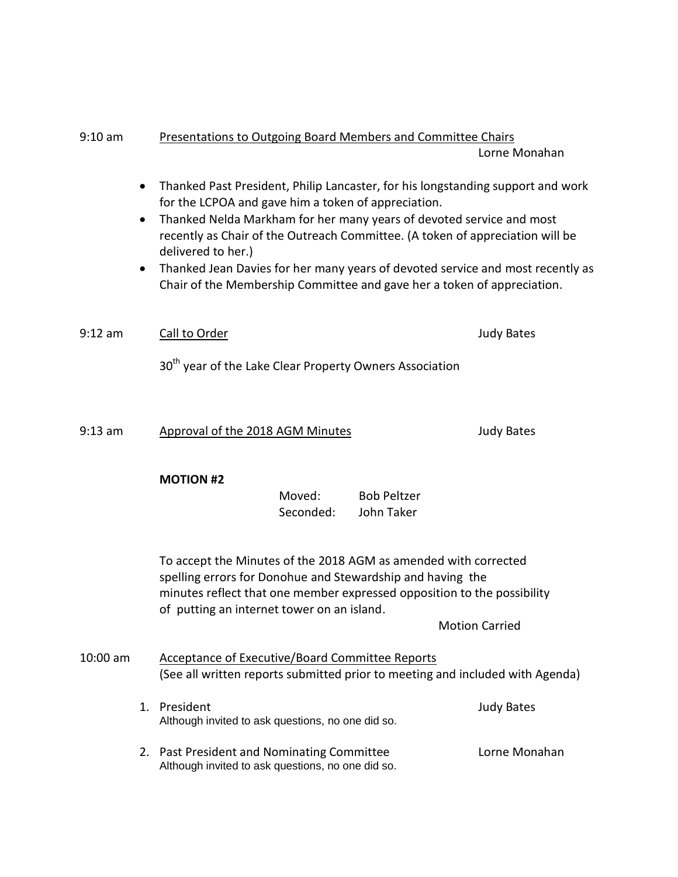9:10 am Presentations to Outgoing Board Members and Committee Chairs

Lorne Monahan

- Thanked Past President, Philip Lancaster, for his longstanding support and work for the LCPOA and gave him a token of appreciation.
- Thanked Nelda Markham for her many years of devoted service and most recently as Chair of the Outreach Committee. (A token of appreciation will be delivered to her.)
- Thanked Jean Davies for her many years of devoted service and most recently as Chair of the Membership Committee and gave her a token of appreciation.

9:12 am Call to Order — Judy Bates

30th year of the Lake Clear Property Owners Association

9:13 am Approval of the 2018 AGM Minutes — Judy Bates

**MOTION #2**

Moved: Bob Peltzer
Seconded: John Taker

To accept the Minutes of the 2018 AGM as amended with corrected spelling errors for Donohue and Stewardship and having the minutes reflect that one member expressed opposition to the possibility of putting an internet tower on an island.

Motion Carried

10:00 am Acceptance of Executive/Board Committee Reports
(See all written reports submitted prior to meeting and included with Agenda)

1. President — Judy Bates
   Although invited to ask questions, no one did so.
2. Past President and Nominating Committee — Lorne Monahan
   Although invited to ask questions, no one did so.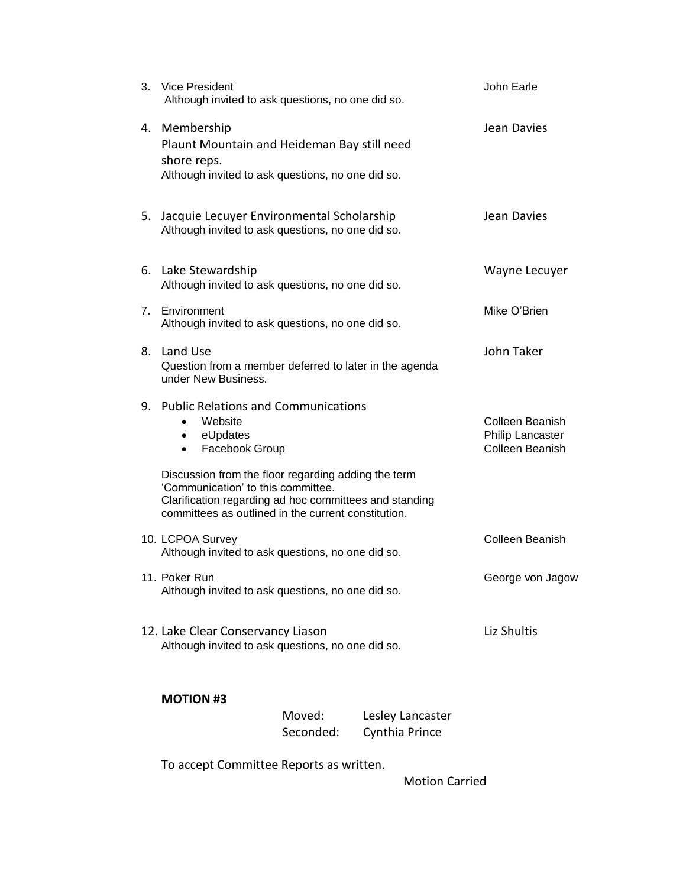3. Vice President — John Earle
   Although invited to ask questions, no one did so.

4. Membership — Jean Davies
   Plaunt Mountain and Heideman Bay still need shore reps.
   Although invited to ask questions, no one did so.

5. Jacquie Lecuyer Environmental Scholarship — Jean Davies
   Although invited to ask questions, no one did so.

6. Lake Stewardship — Wayne Lecuyer
   Although invited to ask questions, no one did so.

7. Environment — Mike O'Brien
   Although invited to ask questions, no one did so.

8. Land Use — John Taker
   Question from a member deferred to later in the agenda under New Business.

9. Public Relations and Communications
   - Website — Colleen Beanish
   - eUpdates — Philip Lancaster
   - Facebook Group — Colleen Beanish

   Discussion from the floor regarding adding the term 'Communication' to this committee.
   Clarification regarding ad hoc committees and standing committees as outlined in the current constitution.

10. LCPOA Survey — Colleen Beanish
    Although invited to ask questions, no one did so.

11. Poker Run — George von Jagow
    Although invited to ask questions, no one did so.

12. Lake Clear Conservancy Liason — Liz Shultis
    Although invited to ask questions, no one did so.

**MOTION #3**

Moved: Lesley Lancaster
Seconded: Cynthia Prince

To accept Committee Reports as written.

Motion Carried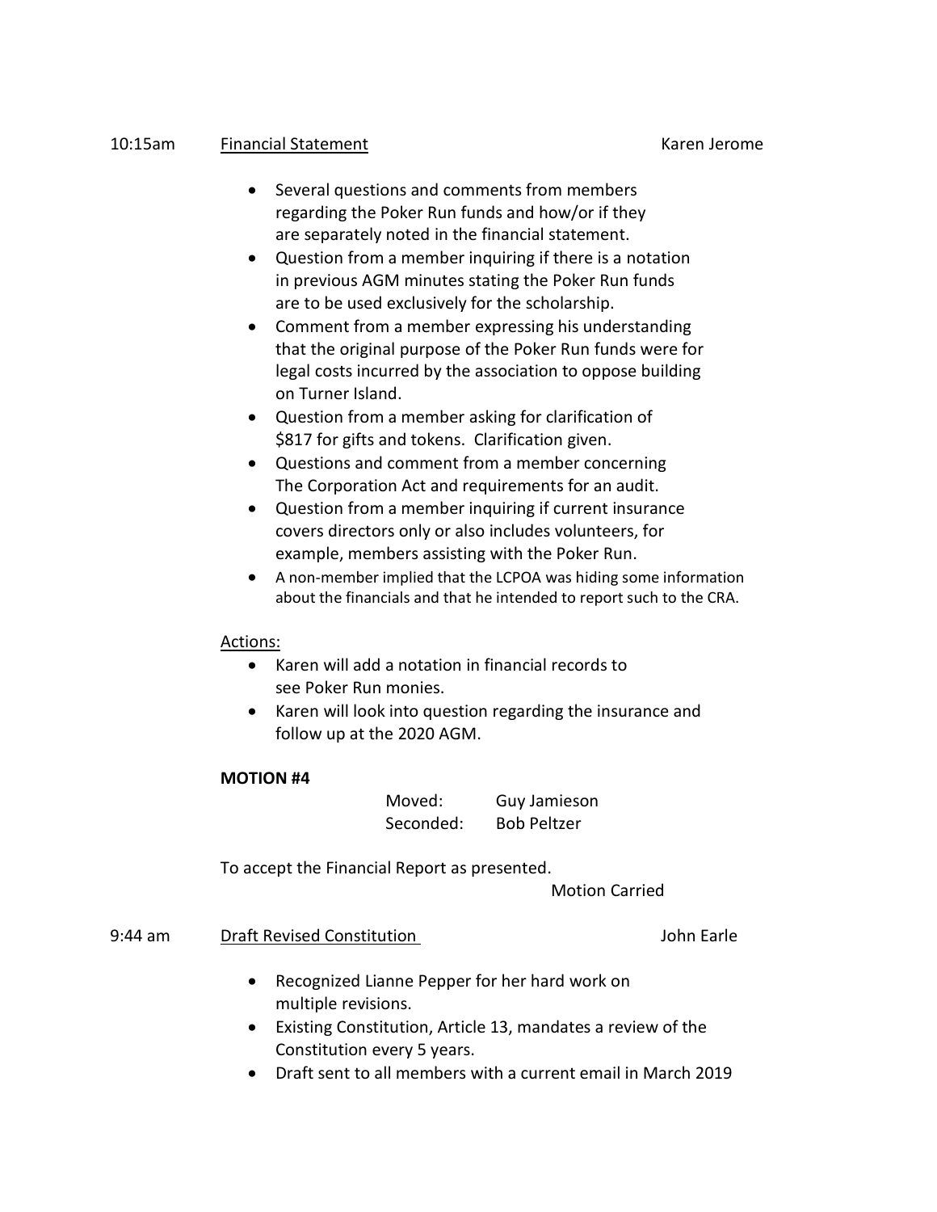10:15am **Financial Statement** Karen Jerome

- Several questions and comments from members regarding the Poker Run funds and how/or if they are separately noted in the financial statement.
- Question from a member inquiring if there is a notation in previous AGM minutes stating the Poker Run funds are to be used exclusively for the scholarship.
- Comment from a member expressing his understanding that the original purpose of the Poker Run funds were for legal costs incurred by the association to oppose building on Turner Island.
- Question from a member asking for clarification of $817 for gifts and tokens. Clarification given.
- Questions and comment from a member concerning The Corporation Act and requirements for an audit.
- Question from a member inquiring if current insurance covers directors only or also includes volunteers, for example, members assisting with the Poker Run.
- A non-member implied that the LCPOA was hiding some information about the financials and that he intended to report such to the CRA.

Actions:

- Karen will add a notation in financial records to see Poker Run monies.
- Karen will look into question regarding the insurance and follow up at the 2020 AGM.

**MOTION #4**

Moved: Guy Jamieson
Seconded: Bob Peltzer

To accept the Financial Report as presented.

Motion Carried

9:44 am **Draft Revised Constitution** John Earle

- Recognized Lianne Pepper for her hard work on multiple revisions.
- Existing Constitution, Article 13, mandates a review of the Constitution every 5 years.
- Draft sent to all members with a current email in March 2019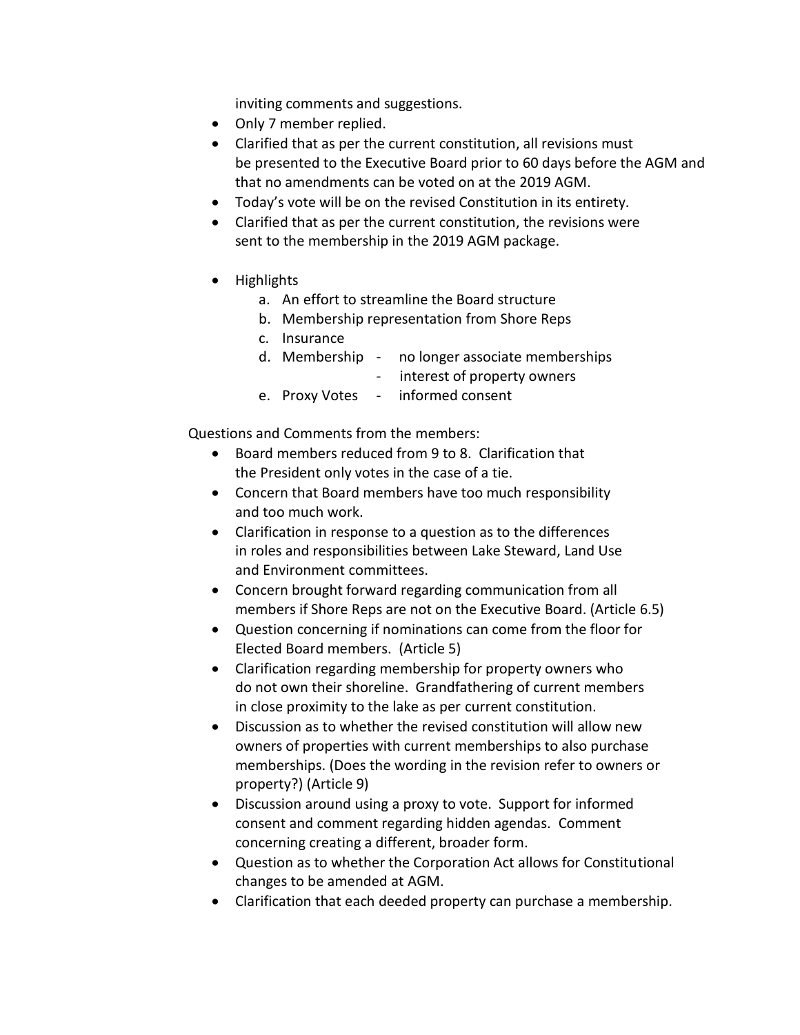inviting comments and suggestions.

- Only 7 member replied.
- Clarified that as per the current constitution, all revisions must be presented to the Executive Board prior to 60 days before the AGM and that no amendments can be voted on at the 2019 AGM.
- Today's vote will be on the revised Constitution in its entirety.
- Clarified that as per the current constitution, the revisions were sent to the membership in the 2019 AGM package.
- Highlights
  a. An effort to streamline the Board structure
  b. Membership representation from Shore Reps
  c. Insurance
  d. Membership - no longer associate memberships
     - interest of property owners
  e. Proxy Votes - informed consent

Questions and Comments from the members:

- Board members reduced from 9 to 8. Clarification that the President only votes in the case of a tie.
- Concern that Board members have too much responsibility and too much work.
- Clarification in response to a question as to the differences in roles and responsibilities between Lake Steward, Land Use and Environment committees.
- Concern brought forward regarding communication from all members if Shore Reps are not on the Executive Board. (Article 6.5)
- Question concerning if nominations can come from the floor for Elected Board members. (Article 5)
- Clarification regarding membership for property owners who do not own their shoreline. Grandfathering of current members in close proximity to the lake as per current constitution.
- Discussion as to whether the revised constitution will allow new owners of properties with current memberships to also purchase memberships. (Does the wording in the revision refer to owners or property?) (Article 9)
- Discussion around using a proxy to vote. Support for informed consent and comment regarding hidden agendas. Comment concerning creating a different, broader form.
- Question as to whether the Corporation Act allows for Constitutional changes to be amended at AGM.
- Clarification that each deeded property can purchase a membership.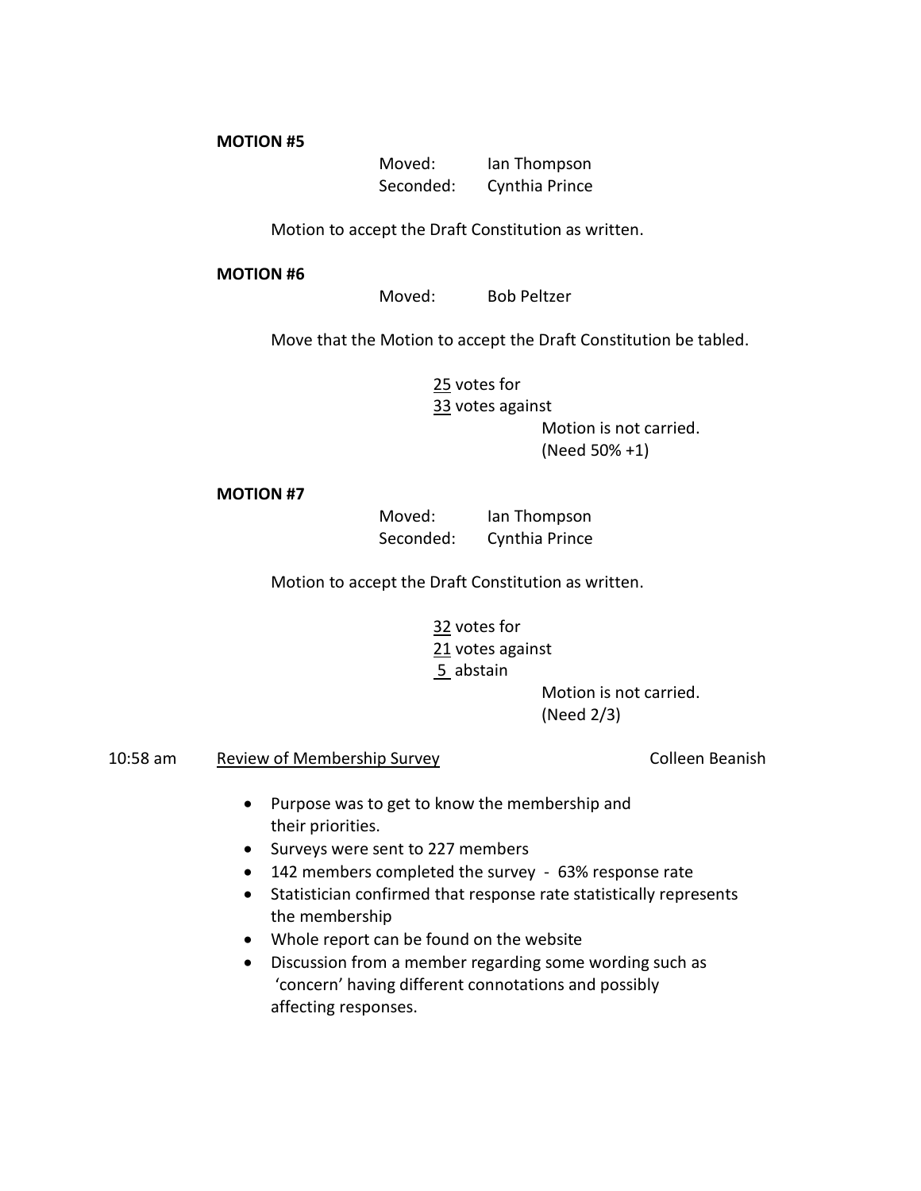**MOTION #5**

Moved: Ian Thompson
Seconded: Cynthia Prince

Motion to accept the Draft Constitution as written.

**MOTION #6**

Moved: Bob Peltzer

Move that the Motion to accept the Draft Constitution be tabled.

25 votes for
33 votes against
Motion is not carried.
(Need 50% +1)

**MOTION #7**

Moved: Ian Thompson
Seconded: Cynthia Prince

Motion to accept the Draft Constitution as written.

32 votes for
21 votes against
5 abstain
Motion is not carried.
(Need 2/3)

10:58 am Review of Membership Survey Colleen Beanish

- Purpose was to get to know the membership and their priorities.
- Surveys were sent to 227 members
- 142 members completed the survey - 63% response rate
- Statistician confirmed that response rate statistically represents the membership
- Whole report can be found on the website
- Discussion from a member regarding some wording such as 'concern' having different connotations and possibly affecting responses.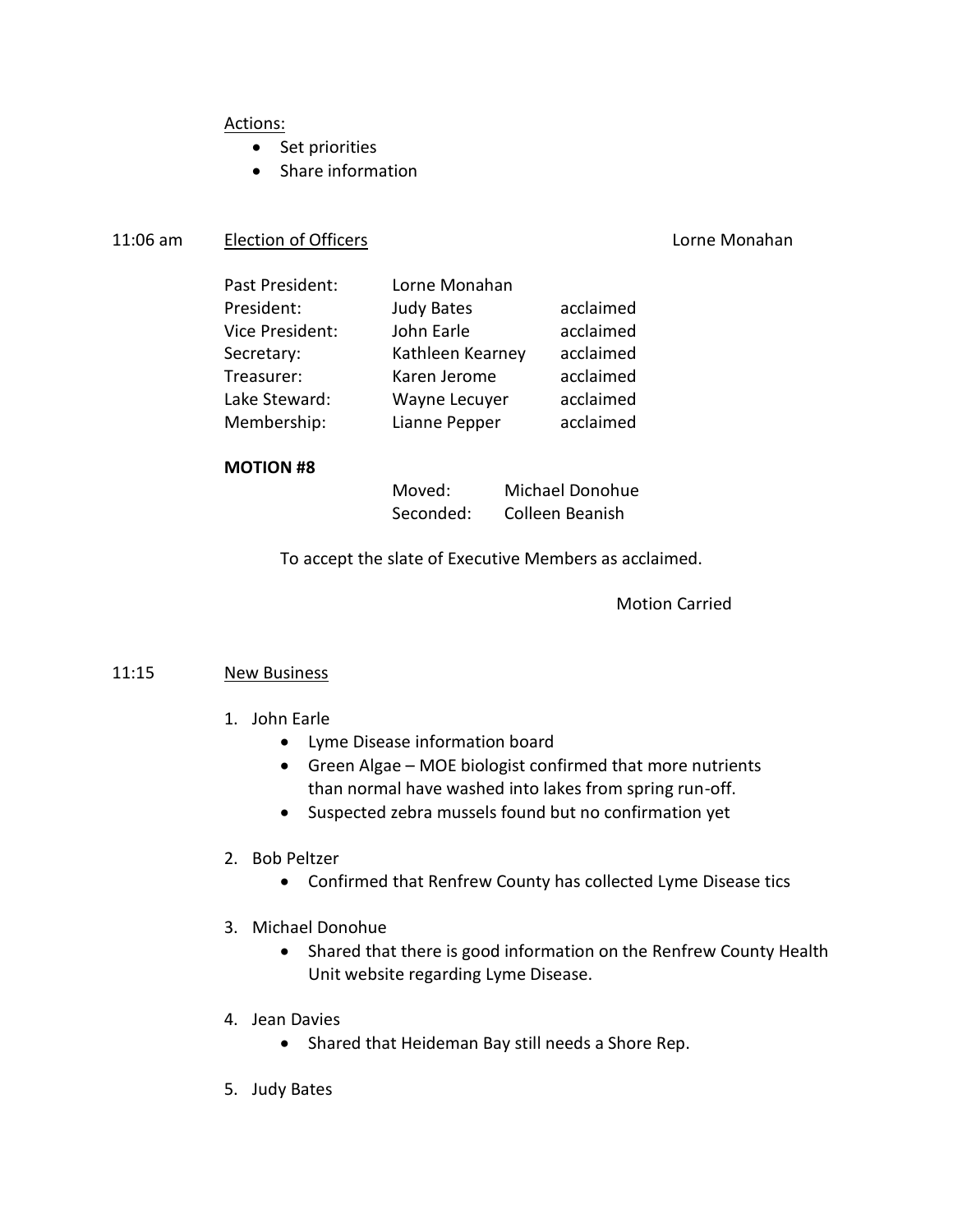Actions:

- Set priorities
- Share information

11:06 am **Election of Officers** Lorne Monahan

| | | |
|---|---|---|
| Past President: | Lorne Monahan | |
| President: | Judy Bates | acclaimed |
| Vice President: | John Earle | acclaimed |
| Secretary: | Kathleen Kearney | acclaimed |
| Treasurer: | Karen Jerome | acclaimed |
| Lake Steward: | Wayne Lecuyer | acclaimed |
| Membership: | Lianne Pepper | acclaimed |

**MOTION #8**

Moved: Michael Donohue
Seconded: Colleen Beanish

To accept the slate of Executive Members as acclaimed.

Motion Carried

11:15 **New Business**

1. John Earle
   - Lyme Disease information board
   - Green Algae – MOE biologist confirmed that more nutrients than normal have washed into lakes from spring run-off.
   - Suspected zebra mussels found but no confirmation yet
2. Bob Peltzer
   - Confirmed that Renfrew County has collected Lyme Disease tics
3. Michael Donohue
   - Shared that there is good information on the Renfrew County Health Unit website regarding Lyme Disease.
4. Jean Davies
   - Shared that Heideman Bay still needs a Shore Rep.
5. Judy Bates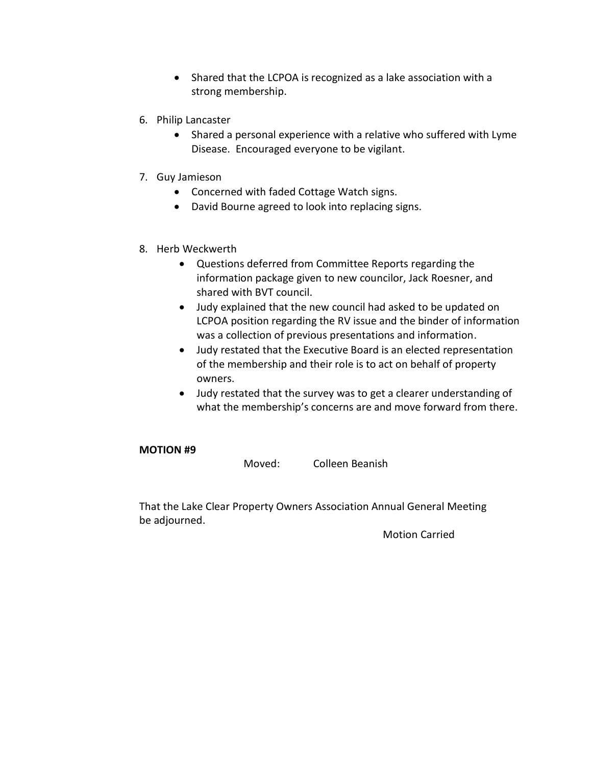- Shared that the LCPOA is recognized as a lake association with a strong membership.

6. Philip Lancaster
    - Shared a personal experience with a relative who suffered with Lyme Disease. Encouraged everyone to be vigilant.

7. Guy Jamieson
    - Concerned with faded Cottage Watch signs.
    - David Bourne agreed to look into replacing signs.

8. Herb Weckwerth
    - Questions deferred from Committee Reports regarding the information package given to new councilor, Jack Roesner, and shared with BVT council.
    - Judy explained that the new council had asked to be updated on LCPOA position regarding the RV issue and the binder of information was a collection of previous presentations and information.
    - Judy restated that the Executive Board is an elected representation of the membership and their role is to act on behalf of property owners.
    - Judy restated that the survey was to get a clearer understanding of what the membership's concerns are and move forward from there.

**MOTION #9**

Moved: Colleen Beanish

That the Lake Clear Property Owners Association Annual General Meeting be adjourned.

Motion Carried